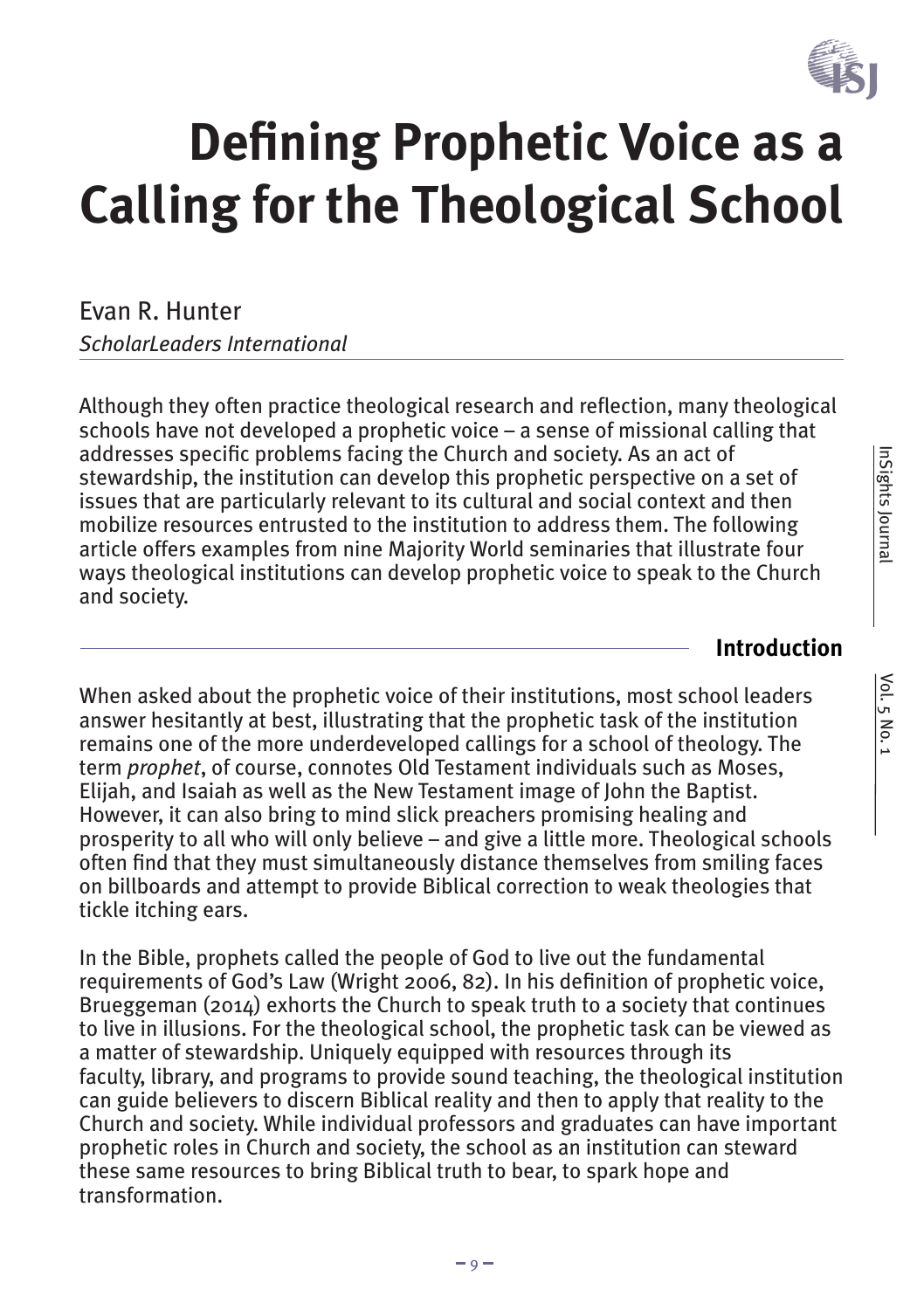# Defining Prophetic Voice as a Calling for the Theological School

Evan R. Hunter
*ScholarLeaders International*

Although they often practice theological research and reflection, many theological schools have not developed a prophetic voice – a sense of missional calling that addresses specific problems facing the Church and society. As an act of stewardship, the institution can develop this prophetic perspective on a set of issues that are particularly relevant to its cultural and social context and then mobilize resources entrusted to the institution to address them. The following article offers examples from nine Majority World seminaries that illustrate four ways theological institutions can develop prophetic voice to speak to the Church and society.

## Introduction

When asked about the prophetic voice of their institutions, most school leaders answer hesitantly at best, illustrating that the prophetic task of the institution remains one of the more underdeveloped callings for a school of theology. The term *prophet*, of course, connotes Old Testament individuals such as Moses, Elijah, and Isaiah as well as the New Testament image of John the Baptist. However, it can also bring to mind slick preachers promising healing and prosperity to all who will only believe – and give a little more. Theological schools often find that they must simultaneously distance themselves from smiling faces on billboards and attempt to provide Biblical correction to weak theologies that tickle itching ears.

In the Bible, prophets called the people of God to live out the fundamental requirements of God's Law (Wright 2006, 82). In his definition of prophetic voice, Brueggeman (2014) exhorts the Church to speak truth to a society that continues to live in illusions. For the theological school, the prophetic task can be viewed as a matter of stewardship. Uniquely equipped with resources through its faculty, library, and programs to provide sound teaching, the theological institution can guide believers to discern Biblical reality and then to apply that reality to the Church and society. While individual professors and graduates can have important prophetic roles in Church and society, the school as an institution can steward these same resources to bring Biblical truth to bear, to spark hope and transformation.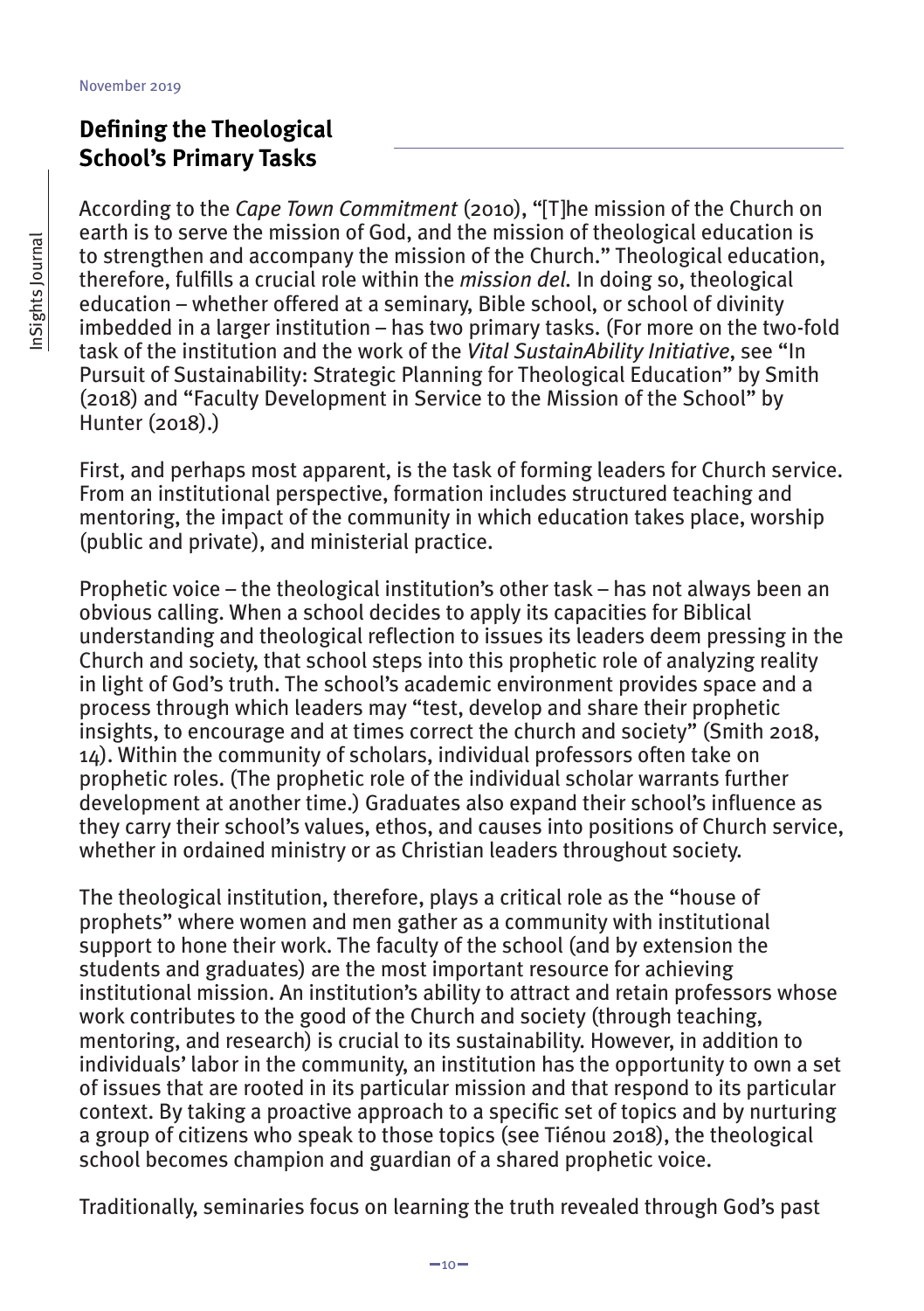## Defining the Theological School's Primary Tasks

According to the *Cape Town Commitment* (2010), "[T]he mission of the Church on earth is to serve the mission of God, and the mission of theological education is to strengthen and accompany the mission of the Church." Theological education, therefore, fulfills a crucial role within the *mission dei*. In doing so, theological education – whether offered at a seminary, Bible school, or school of divinity imbedded in a larger institution – has two primary tasks. (For more on the two-fold task of the institution and the work of the *Vital SustainAbility Initiative*, see "In Pursuit of Sustainability: Strategic Planning for Theological Education" by Smith (2018) and "Faculty Development in Service to the Mission of the School" by Hunter (2018).)

First, and perhaps most apparent, is the task of forming leaders for Church service. From an institutional perspective, formation includes structured teaching and mentoring, the impact of the community in which education takes place, worship (public and private), and ministerial practice.

Prophetic voice – the theological institution's other task – has not always been an obvious calling. When a school decides to apply its capacities for Biblical understanding and theological reflection to issues its leaders deem pressing in the Church and society, that school steps into this prophetic role of analyzing reality in light of God's truth. The school's academic environment provides space and a process through which leaders may "test, develop and share their prophetic insights, to encourage and at times correct the church and society" (Smith 2018, 14). Within the community of scholars, individual professors often take on prophetic roles. (The prophetic role of the individual scholar warrants further development at another time.) Graduates also expand their school's influence as they carry their school's values, ethos, and causes into positions of Church service, whether in ordained ministry or as Christian leaders throughout society.

The theological institution, therefore, plays a critical role as the "house of prophets" where women and men gather as a community with institutional support to hone their work. The faculty of the school (and by extension the students and graduates) are the most important resource for achieving institutional mission. An institution's ability to attract and retain professors whose work contributes to the good of the Church and society (through teaching, mentoring, and research) is crucial to its sustainability. However, in addition to individuals' labor in the community, an institution has the opportunity to own a set of issues that are rooted in its particular mission and that respond to its particular context. By taking a proactive approach to a specific set of topics and by nurturing a group of citizens who speak to those topics (see Tiénou 2018), the theological school becomes champion and guardian of a shared prophetic voice.

Traditionally, seminaries focus on learning the truth revealed through God's past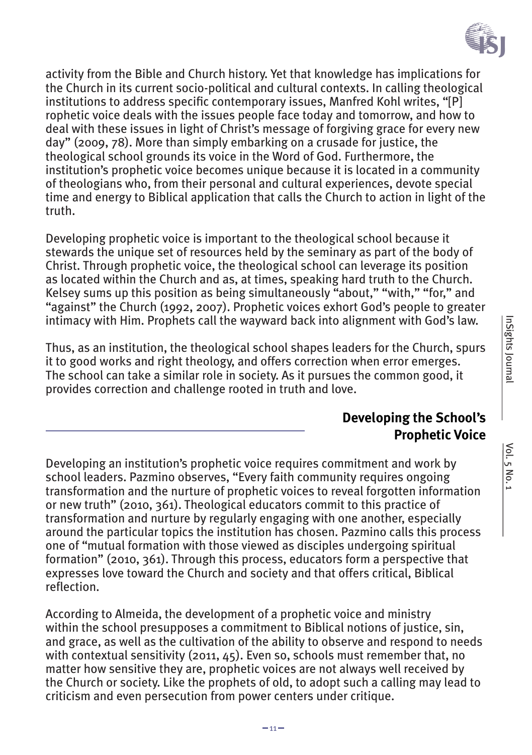activity from the Bible and Church history. Yet that knowledge has implications for the Church in its current socio-political and cultural contexts. In calling theological institutions to address specific contemporary issues, Manfred Kohl writes, "[P]rophetic voice deals with the issues people face today and tomorrow, and how to deal with these issues in light of Christ's message of forgiving grace for every new day" (2009, 78). More than simply embarking on a crusade for justice, the theological school grounds its voice in the Word of God. Furthermore, the institution's prophetic voice becomes unique because it is located in a community of theologians who, from their personal and cultural experiences, devote special time and energy to Biblical application that calls the Church to action in light of the truth.

Developing prophetic voice is important to the theological school because it stewards the unique set of resources held by the seminary as part of the body of Christ. Through prophetic voice, the theological school can leverage its position as located within the Church and as, at times, speaking hard truth to the Church. Kelsey sums up this position as being simultaneously "about," "with," "for," and "against" the Church (1992, 2007). Prophetic voices exhort God's people to greater intimacy with Him. Prophets call the wayward back into alignment with God's law.

Thus, as an institution, the theological school shapes leaders for the Church, spurs it to good works and right theology, and offers correction when error emerges. The school can take a similar role in society. As it pursues the common good, it provides correction and challenge rooted in truth and love.

## Developing the School's Prophetic Voice

Developing an institution's prophetic voice requires commitment and work by school leaders. Pazmino observes, "Every faith community requires ongoing transformation and the nurture of prophetic voices to reveal forgotten information or new truth" (2010, 361). Theological educators commit to this practice of transformation and nurture by regularly engaging with one another, especially around the particular topics the institution has chosen. Pazmino calls this process one of "mutual formation with those viewed as disciples undergoing spiritual formation" (2010, 361). Through this process, educators form a perspective that expresses love toward the Church and society and that offers critical, Biblical reflection.

According to Almeida, the development of a prophetic voice and ministry within the school presupposes a commitment to Biblical notions of justice, sin, and grace, as well as the cultivation of the ability to observe and respond to needs with contextual sensitivity (2011, 45). Even so, schools must remember that, no matter how sensitive they are, prophetic voices are not always well received by the Church or society. Like the prophets of old, to adopt such a calling may lead to criticism and even persecution from power centers under critique.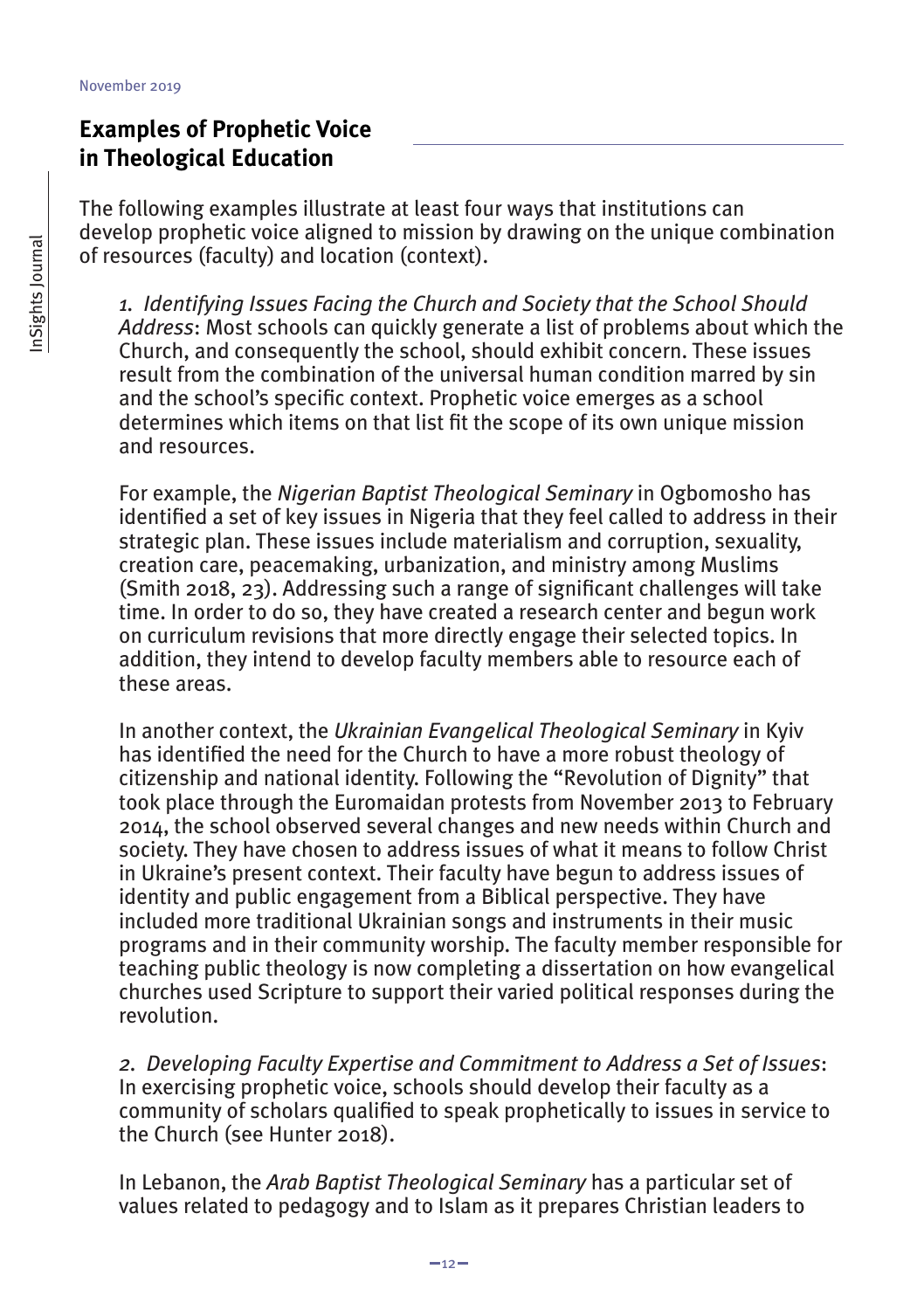## Examples of Prophetic Voice in Theological Education

The following examples illustrate at least four ways that institutions can develop prophetic voice aligned to mission by drawing on the unique combination of resources (faculty) and location (context).

*1. Identifying Issues Facing the Church and Society that the School Should Address*: Most schools can quickly generate a list of problems about which the Church, and consequently the school, should exhibit concern. These issues result from the combination of the universal human condition marred by sin and the school's specific context. Prophetic voice emerges as a school determines which items on that list fit the scope of its own unique mission and resources.

For example, the *Nigerian Baptist Theological Seminary* in Ogbomosho has identified a set of key issues in Nigeria that they feel called to address in their strategic plan. These issues include materialism and corruption, sexuality, creation care, peacemaking, urbanization, and ministry among Muslims (Smith 2018, 23). Addressing such a range of significant challenges will take time. In order to do so, they have created a research center and begun work on curriculum revisions that more directly engage their selected topics. In addition, they intend to develop faculty members able to resource each of these areas.

In another context, the *Ukrainian Evangelical Theological Seminary* in Kyiv has identified the need for the Church to have a more robust theology of citizenship and national identity. Following the "Revolution of Dignity" that took place through the Euromaidan protests from November 2013 to February 2014, the school observed several changes and new needs within Church and society. They have chosen to address issues of what it means to follow Christ in Ukraine's present context. Their faculty have begun to address issues of identity and public engagement from a Biblical perspective. They have included more traditional Ukrainian songs and instruments in their music programs and in their community worship. The faculty member responsible for teaching public theology is now completing a dissertation on how evangelical churches used Scripture to support their varied political responses during the revolution.

*2. Developing Faculty Expertise and Commitment to Address a Set of Issues*: In exercising prophetic voice, schools should develop their faculty as a community of scholars qualified to speak prophetically to issues in service to the Church (see Hunter 2018).

In Lebanon, the *Arab Baptist Theological Seminary* has a particular set of values related to pedagogy and to Islam as it prepares Christian leaders to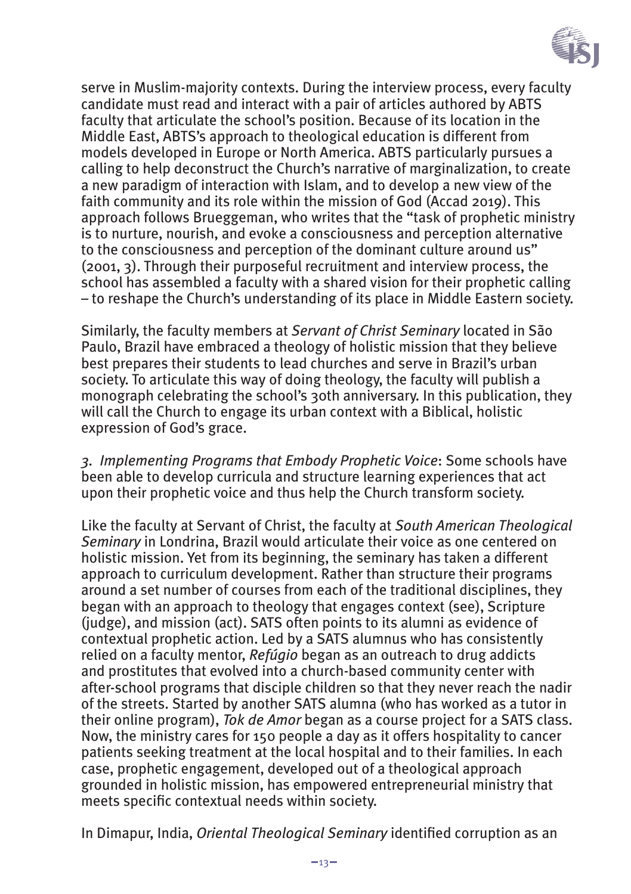serve in Muslim-majority contexts. During the interview process, every faculty candidate must read and interact with a pair of articles authored by ABTS faculty that articulate the school's position. Because of its location in the Middle East, ABTS's approach to theological education is different from models developed in Europe or North America. ABTS particularly pursues a calling to help deconstruct the Church's narrative of marginalization, to create a new paradigm of interaction with Islam, and to develop a new view of the faith community and its role within the mission of God (Accad 2019). This approach follows Brueggeman, who writes that the "task of prophetic ministry is to nurture, nourish, and evoke a consciousness and perception alternative to the consciousness and perception of the dominant culture around us" (2001, 3). Through their purposeful recruitment and interview process, the school has assembled a faculty with a shared vision for their prophetic calling – to reshape the Church's understanding of its place in Middle Eastern society.

Similarly, the faculty members at *Servant of Christ Seminary* located in São Paulo, Brazil have embraced a theology of holistic mission that they believe best prepares their students to lead churches and serve in Brazil's urban society. To articulate this way of doing theology, the faculty will publish a monograph celebrating the school's 30th anniversary. In this publication, they will call the Church to engage its urban context with a Biblical, holistic expression of God's grace.

*3. Implementing Programs that Embody Prophetic Voice*: Some schools have been able to develop curricula and structure learning experiences that act upon their prophetic voice and thus help the Church transform society.

Like the faculty at Servant of Christ, the faculty at *South American Theological Seminary* in Londrina, Brazil would articulate their voice as one centered on holistic mission. Yet from its beginning, the seminary has taken a different approach to curriculum development. Rather than structure their programs around a set number of courses from each of the traditional disciplines, they began with an approach to theology that engages context (see), Scripture (judge), and mission (act). SATS often points to its alumni as evidence of contextual prophetic action. Led by a SATS alumnus who has consistently relied on a faculty mentor, *Refúgio* began as an outreach to drug addicts and prostitutes that evolved into a church-based community center with after-school programs that disciple children so that they never reach the nadir of the streets. Started by another SATS alumna (who has worked as a tutor in their online program), *Tok de Amor* began as a course project for a SATS class. Now, the ministry cares for 150 people a day as it offers hospitality to cancer patients seeking treatment at the local hospital and to their families. In each case, prophetic engagement, developed out of a theological approach grounded in holistic mission, has empowered entrepreneurial ministry that meets specific contextual needs within society.

In Dimapur, India, *Oriental Theological Seminary* identified corruption as an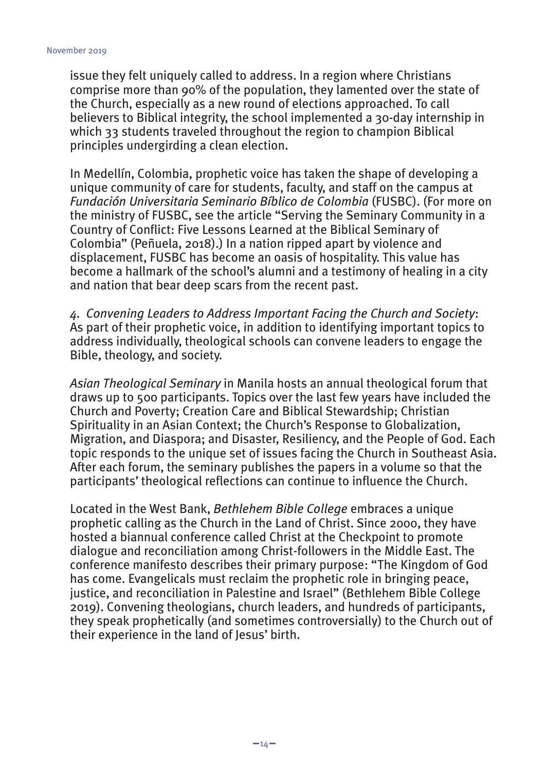issue they felt uniquely called to address. In a region where Christians comprise more than 90% of the population, they lamented over the state of the Church, especially as a new round of elections approached. To call believers to Biblical integrity, the school implemented a 30-day internship in which 33 students traveled throughout the region to champion Biblical principles undergirding a clean election.

In Medellín, Colombia, prophetic voice has taken the shape of developing a unique community of care for students, faculty, and staff on the campus at *Fundación Universitaria Seminario Bíblico de Colombia* (FUSBC). (For more on the ministry of FUSBC, see the article "Serving the Seminary Community in a Country of Conflict: Five Lessons Learned at the Biblical Seminary of Colombia" (Peñuela, 2018).) In a nation ripped apart by violence and displacement, FUSBC has become an oasis of hospitality. This value has become a hallmark of the school's alumni and a testimony of healing in a city and nation that bear deep scars from the recent past.

*4. Convening Leaders to Address Important Facing the Church and Society*: As part of their prophetic voice, in addition to identifying important topics to address individually, theological schools can convene leaders to engage the Bible, theology, and society.

*Asian Theological Seminary* in Manila hosts an annual theological forum that draws up to 500 participants. Topics over the last few years have included the Church and Poverty; Creation Care and Biblical Stewardship; Christian Spirituality in an Asian Context; the Church's Response to Globalization, Migration, and Diaspora; and Disaster, Resiliency, and the People of God. Each topic responds to the unique set of issues facing the Church in Southeast Asia. After each forum, the seminary publishes the papers in a volume so that the participants' theological reflections can continue to influence the Church.

Located in the West Bank, *Bethlehem Bible College* embraces a unique prophetic calling as the Church in the Land of Christ. Since 2000, they have hosted a biannual conference called Christ at the Checkpoint to promote dialogue and reconciliation among Christ-followers in the Middle East. The conference manifesto describes their primary purpose: "The Kingdom of God has come. Evangelicals must reclaim the prophetic role in bringing peace, justice, and reconciliation in Palestine and Israel" (Bethlehem Bible College 2019). Convening theologians, church leaders, and hundreds of participants, they speak prophetically (and sometimes controversially) to the Church out of their experience in the land of Jesus' birth.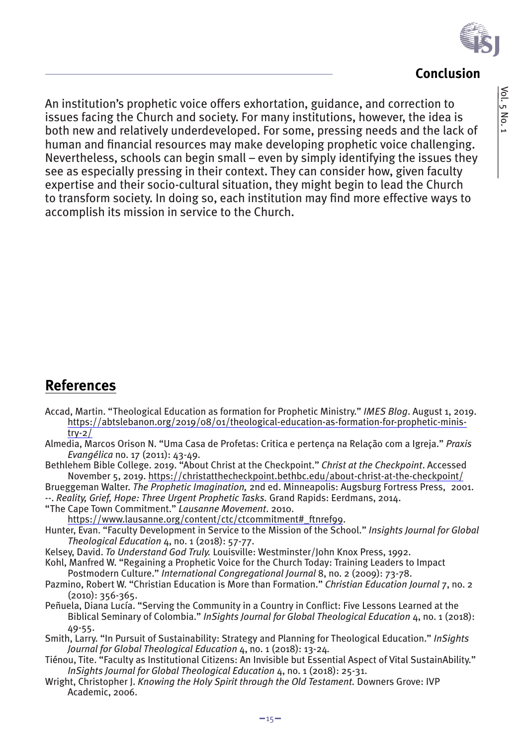## Conclusion

An institution's prophetic voice offers exhortation, guidance, and correction to issues facing the Church and society. For many institutions, however, the idea is both new and relatively underdeveloped. For some, pressing needs and the lack of human and financial resources may make developing prophetic voice challenging. Nevertheless, schools can begin small – even by simply identifying the issues they see as especially pressing in their context. They can consider how, given faculty expertise and their socio-cultural situation, they might begin to lead the Church to transform society. In doing so, each institution may find more effective ways to accomplish its mission in service to the Church.

## References

Accad, Martin. "Theological Education as formation for Prophetic Ministry." *IMES Blog*. August 1, 2019. https://abtslebanon.org/2019/08/01/theological-education-as-formation-for-prophetic-ministry-2/

Almedia, Marcos Orison N. "Uma Casa de Profetas: Critica e pertença na Relação com a Igreja." *Praxis Evangélica* no. 17 (2011): 43-49.

Bethlehem Bible College. 2019. "About Christ at the Checkpoint." *Christ at the Checkpoint*. Accessed November 5, 2019. https://christatthecheckpoint.bethbc.edu/about-christ-at-the-checkpoint/

Brueggeman Walter. *The Prophetic Imagination,* 2nd ed. Minneapolis: Augsburg Fortress Press, 2001.

--. *Reality, Grief, Hope: Three Urgent Prophetic Tasks.* Grand Rapids: Eerdmans, 2014.

"The Cape Town Commitment." *Lausanne Movement*. 2010. https://www.lausanne.org/content/ctc/ctcommitment#_ftnref99.

Hunter, Evan. "Faculty Development in Service to the Mission of the School." *Insights Journal for Global Theological Education* 4, no. 1 (2018): 57-77.

Kelsey, David. *To Understand God Truly.* Louisville: Westminster/John Knox Press, 1992.

Kohl, Manfred W. "Regaining a Prophetic Voice for the Church Today: Training Leaders to Impact Postmodern Culture." *International Congregational Journal* 8, no. 2 (2009): 73-78.

Pazmino, Robert W. "Christian Education is More than Formation." *Christian Education Journal* 7, no. 2 (2010): 356-365.

Peñuela, Diana Lucía. "Serving the Community in a Country in Conflict: Five Lessons Learned at the Biblical Seminary of Colombia." *InSights Journal for Global Theological Education* 4, no. 1 (2018): 49-55.

Smith, Larry. "In Pursuit of Sustainability: Strategy and Planning for Theological Education." *InSights Journal for Global Theological Education* 4, no. 1 (2018): 13-24.

Tiénou, Tite. "Faculty as Institutional Citizens: An Invisible but Essential Aspect of Vital SustainAbility." *InSights Journal for Global Theological Education* 4, no. 1 (2018): 25-31.

Wright, Christopher J. *Knowing the Holy Spirit through the Old Testament.* Downers Grove: IVP Academic, 2006.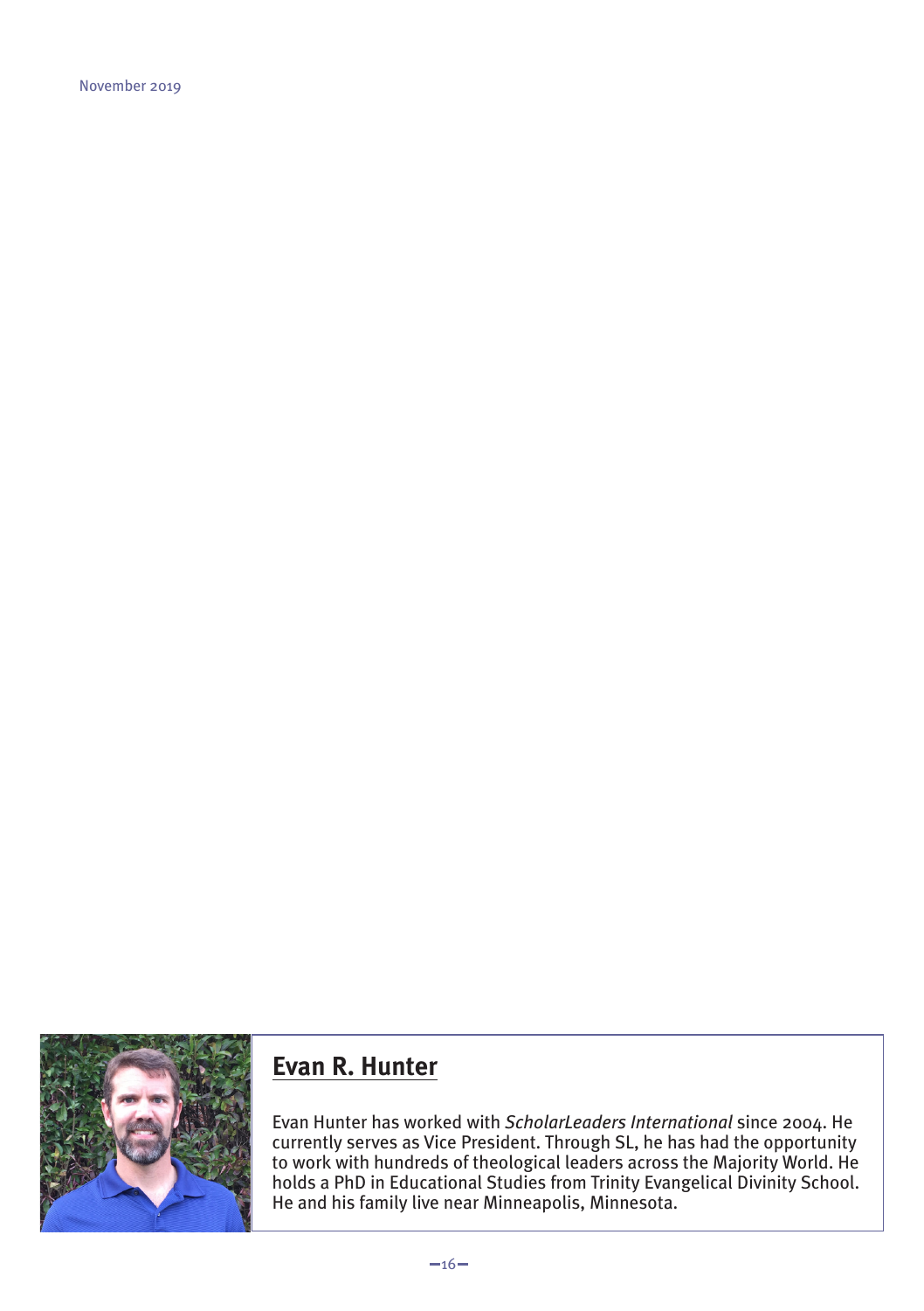## Evan R. Hunter

Evan Hunter has worked with *ScholarLeaders International* since 2004. He currently serves as Vice President. Through SL, he has had the opportunity to work with hundreds of theological leaders across the Majority World. He holds a PhD in Educational Studies from Trinity Evangelical Divinity School. He and his family live near Minneapolis, Minnesota.